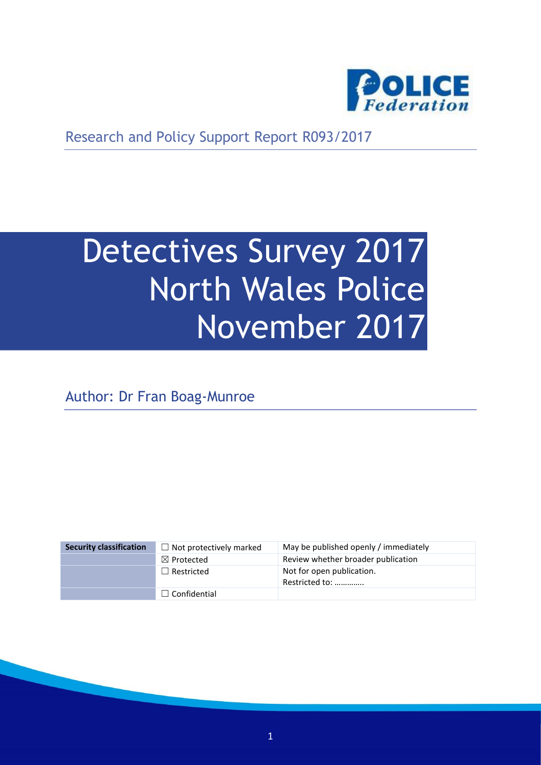Research and Policy Support Report R093/2017

# Detectives Survey 2017 North Wales Police November 2017

Author: Dr Fran Boag-Munroe

| Security classification | ☐ Not protectively marked | May be published openly / immediately |
| --- | --- | --- |
| | ☒ Protected | Review whether broader publication |
| | ☐ Restricted | Not for open publication. Restricted to: …………. |
| | ☐ Confidential | |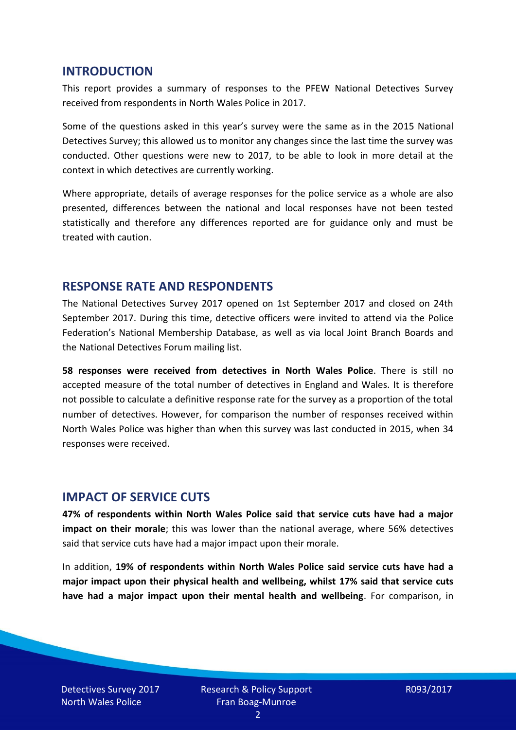## INTRODUCTION

This report provides a summary of responses to the PFEW National Detectives Survey received from respondents in North Wales Police in 2017.

Some of the questions asked in this year's survey were the same as in the 2015 National Detectives Survey; this allowed us to monitor any changes since the last time the survey was conducted. Other questions were new to 2017, to be able to look in more detail at the context in which detectives are currently working.

Where appropriate, details of average responses for the police service as a whole are also presented, differences between the national and local responses have not been tested statistically and therefore any differences reported are for guidance only and must be treated with caution.

## RESPONSE RATE AND RESPONDENTS

The National Detectives Survey 2017 opened on 1st September 2017 and closed on 24th September 2017. During this time, detective officers were invited to attend via the Police Federation's National Membership Database, as well as via local Joint Branch Boards and the National Detectives Forum mailing list.

**58 responses were received from detectives in North Wales Police**. There is still no accepted measure of the total number of detectives in England and Wales. It is therefore not possible to calculate a definitive response rate for the survey as a proportion of the total number of detectives. However, for comparison the number of responses received within North Wales Police was higher than when this survey was last conducted in 2015, when 34 responses were received.

## IMPACT OF SERVICE CUTS

**47% of respondents within North Wales Police said that service cuts have had a major impact on their morale**; this was lower than the national average, where 56% detectives said that service cuts have had a major impact upon their morale.

In addition, **19% of respondents within North Wales Police said service cuts have had a major impact upon their physical health and wellbeing, whilst 17% said that service cuts have had a major impact upon their mental health and wellbeing**. For comparison, in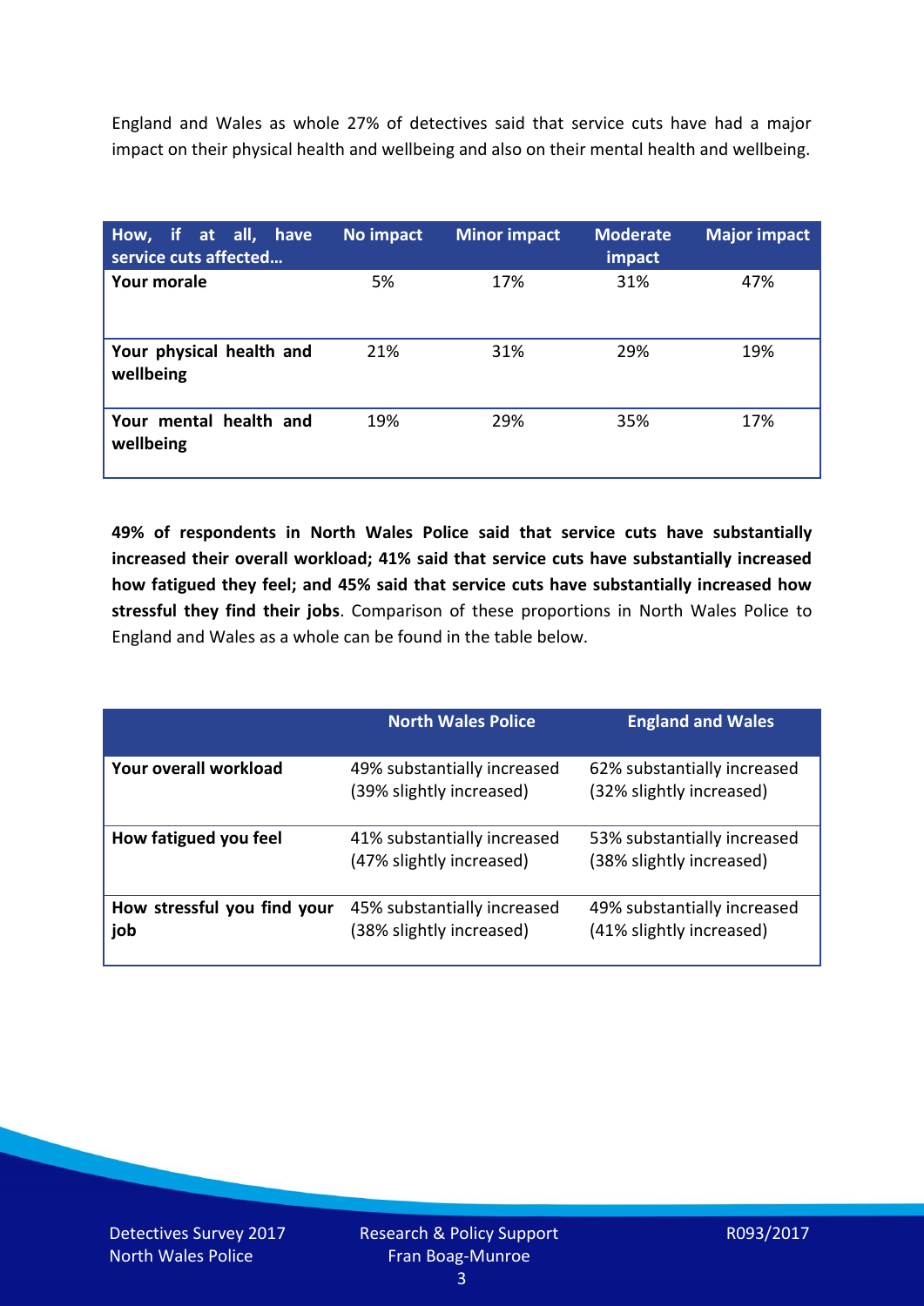England and Wales as whole 27% of detectives said that service cuts have had a major impact on their physical health and wellbeing and also on their mental health and wellbeing.

| How, if at all, have service cuts affected… | No impact | Minor impact | Moderate impact | Major impact |
|---|---|---|---|---|
| **Your morale** | 5% | 17% | 31% | 47% |
| **Your physical health and wellbeing** | 21% | 31% | 29% | 19% |
| **Your mental health and wellbeing** | 19% | 29% | 35% | 17% |

**49% of respondents in North Wales Police said that service cuts have substantially increased their overall workload; 41% said that service cuts have substantially increased how fatigued they feel; and 45% said that service cuts have substantially increased how stressful they find their jobs**. Comparison of these proportions in North Wales Police to England and Wales as a whole can be found in the table below.

| | North Wales Police | England and Wales |
|---|---|---|
| **Your overall workload** | 49% substantially increased (39% slightly increased) | 62% substantially increased (32% slightly increased) |
| **How fatigued you feel** | 41% substantially increased (47% slightly increased) | 53% substantially increased (38% slightly increased) |
| **How stressful you find your job** | 45% substantially increased (38% slightly increased) | 49% substantially increased (41% slightly increased) |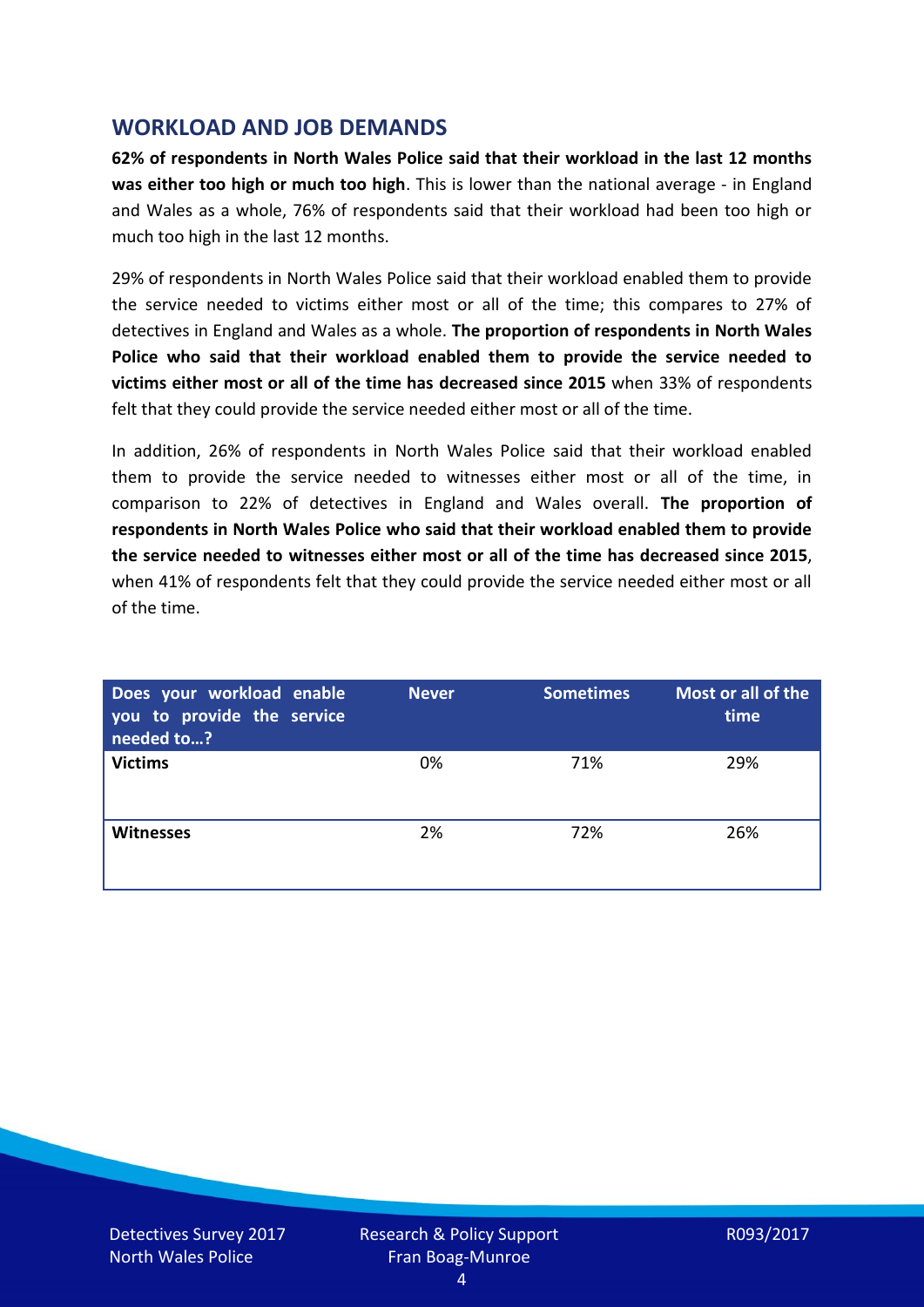## WORKLOAD AND JOB DEMANDS

**62% of respondents in North Wales Police said that their workload in the last 12 months was either too high or much too high**. This is lower than the national average - in England and Wales as a whole, 76% of respondents said that their workload had been too high or much too high in the last 12 months.

29% of respondents in North Wales Police said that their workload enabled them to provide the service needed to victims either most or all of the time; this compares to 27% of detectives in England and Wales as a whole. **The proportion of respondents in North Wales Police who said that their workload enabled them to provide the service needed to victims either most or all of the time has decreased since 2015** when 33% of respondents felt that they could provide the service needed either most or all of the time.

In addition, 26% of respondents in North Wales Police said that their workload enabled them to provide the service needed to witnesses either most or all of the time, in comparison to 22% of detectives in England and Wales overall. **The proportion of respondents in North Wales Police who said that their workload enabled them to provide the service needed to witnesses either most or all of the time has decreased since 2015**, when 41% of respondents felt that they could provide the service needed either most or all of the time.

| Does your workload enable you to provide the service needed to…? | Never | Sometimes | Most or all of the time |
|---|---|---|---|
| **Victims** | 0% | 71% | 29% |
| **Witnesses** | 2% | 72% | 26% |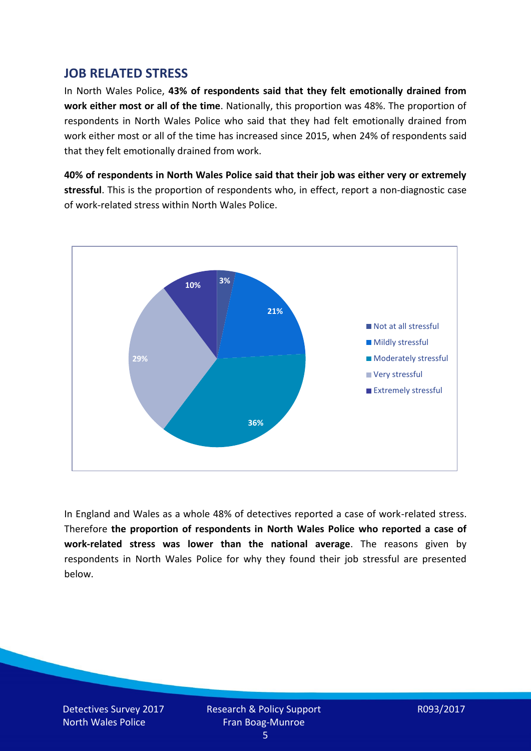## JOB RELATED STRESS

In North Wales Police, **43% of respondents said that they felt emotionally drained from work either most or all of the time**. Nationally, this proportion was 48%. The proportion of respondents in North Wales Police who said that they had felt emotionally drained from work either most or all of the time has increased since 2015, when 24% of respondents said that they felt emotionally drained from work.

**40% of respondents in North Wales Police said that their job was either very or extremely stressful**. This is the proportion of respondents who, in effect, report a non-diagnostic case of work-related stress within North Wales Police.

| Response | Percentage |
| --- | --- |
| Not at all stressful | 3% |
| Mildly stressful | 21% |
| Moderately stressful | 36% |
| Very stressful | 29% |
| Extremely stressful | 10% |

In England and Wales as a whole 48% of detectives reported a case of work-related stress. Therefore **the proportion of respondents in North Wales Police who reported a case of work-related stress was lower than the national average**. The reasons given by respondents in North Wales Police for why they found their job stressful are presented below.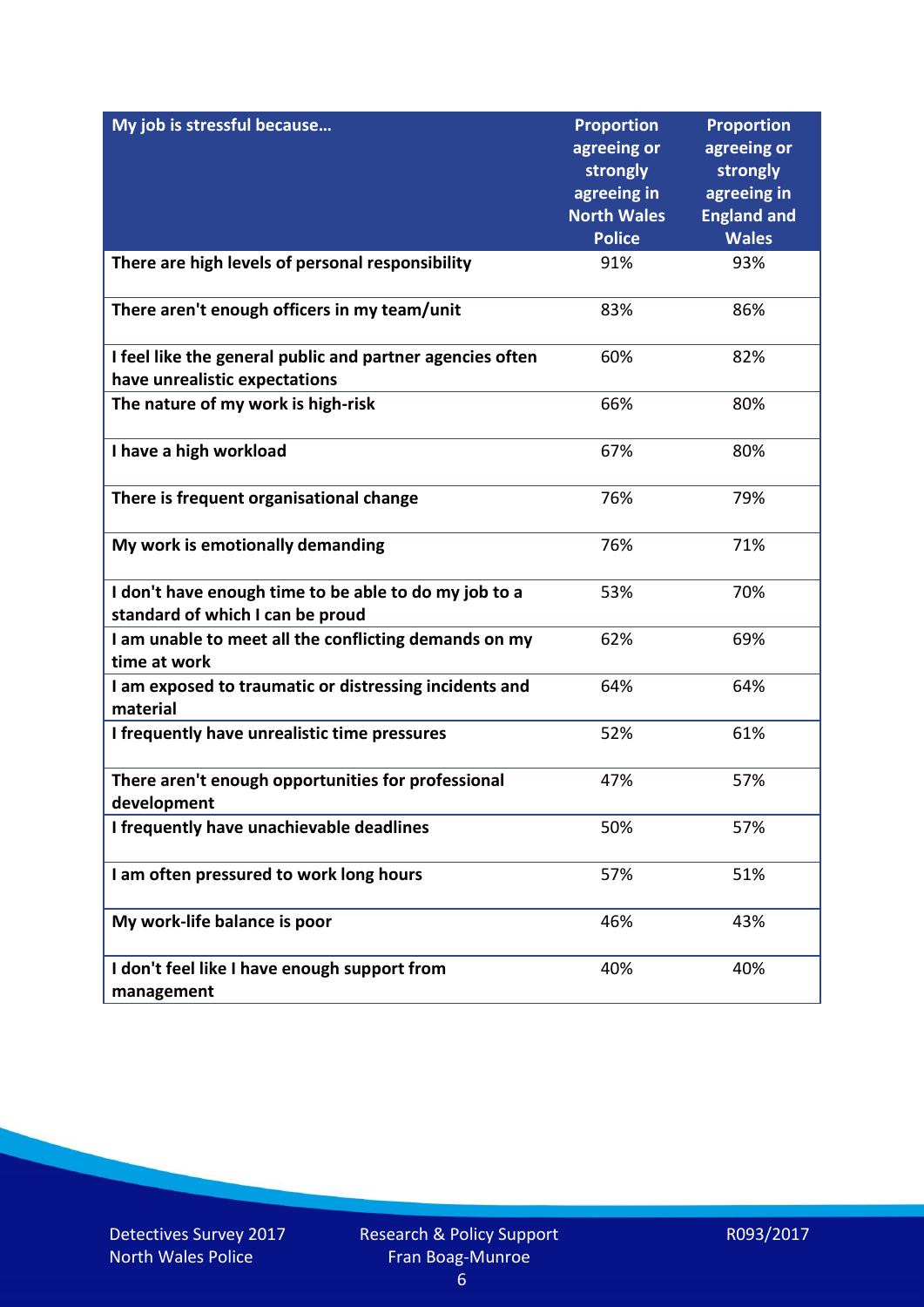| My job is stressful because… | Proportion agreeing or strongly agreeing in North Wales Police | Proportion agreeing or strongly agreeing in England and Wales |
|---|---|---|
| There are high levels of personal responsibility | 91% | 93% |
| There aren't enough officers in my team/unit | 83% | 86% |
| I feel like the general public and partner agencies often have unrealistic expectations | 60% | 82% |
| The nature of my work is high-risk | 66% | 80% |
| I have a high workload | 67% | 80% |
| There is frequent organisational change | 76% | 79% |
| My work is emotionally demanding | 76% | 71% |
| I don't have enough time to be able to do my job to a standard of which I can be proud | 53% | 70% |
| I am unable to meet all the conflicting demands on my time at work | 62% | 69% |
| I am exposed to traumatic or distressing incidents and material | 64% | 64% |
| I frequently have unrealistic time pressures | 52% | 61% |
| There aren't enough opportunities for professional development | 47% | 57% |
| I frequently have unachievable deadlines | 50% | 57% |
| I am often pressured to work long hours | 57% | 51% |
| My work-life balance is poor | 46% | 43% |
| I don't feel like I have enough support from management | 40% | 40% |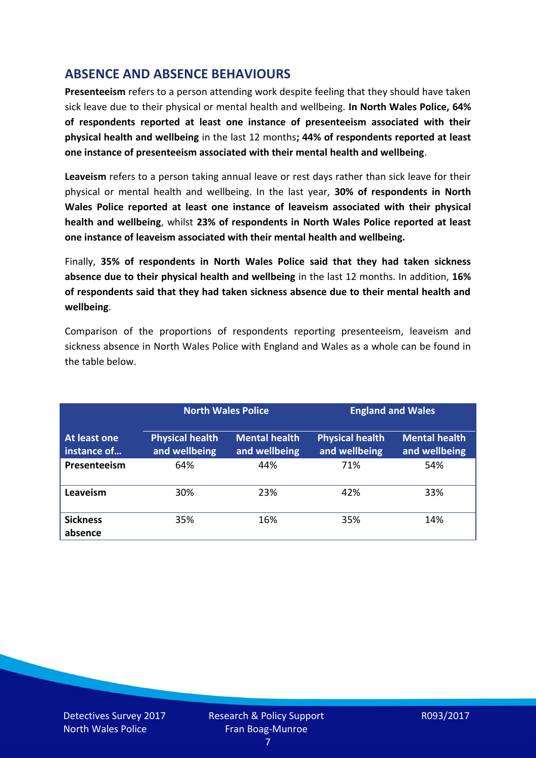## ABSENCE AND ABSENCE BEHAVIOURS

**Presenteeism** refers to a person attending work despite feeling that they should have taken sick leave due to their physical or mental health and wellbeing. **In North Wales Police, 64% of respondents reported at least one instance of presenteeism associated with their physical health and wellbeing** in the last 12 months**; 44% of respondents reported at least one instance of presenteeism associated with their mental health and wellbeing**.

**Leaveism** refers to a person taking annual leave or rest days rather than sick leave for their physical or mental health and wellbeing. In the last year, **30% of respondents in North Wales Police reported at least one instance of leaveism associated with their physical health and wellbeing**, whilst **23% of respondents in North Wales Police reported at least one instance of leaveism associated with their mental health and wellbeing.**

Finally, **35% of respondents in North Wales Police said that they had taken sickness absence due to their physical health and wellbeing** in the last 12 months. In addition, **16% of respondents said that they had taken sickness absence due to their mental health and wellbeing**.

Comparison of the proportions of respondents reporting presenteeism, leaveism and sickness absence in North Wales Police with England and Wales as a whole can be found in the table below.

| | North Wales Police | | England and Wales | |
|---|---|---|---|---|
| **At least one instance of…** | **Physical health and wellbeing** | **Mental health and wellbeing** | **Physical health and wellbeing** | **Mental health and wellbeing** |
| **Presenteeism** | 64% | 44% | 71% | 54% |
| **Leaveism** | 30% | 23% | 42% | 33% |
| **Sickness absence** | 35% | 16% | 35% | 14% |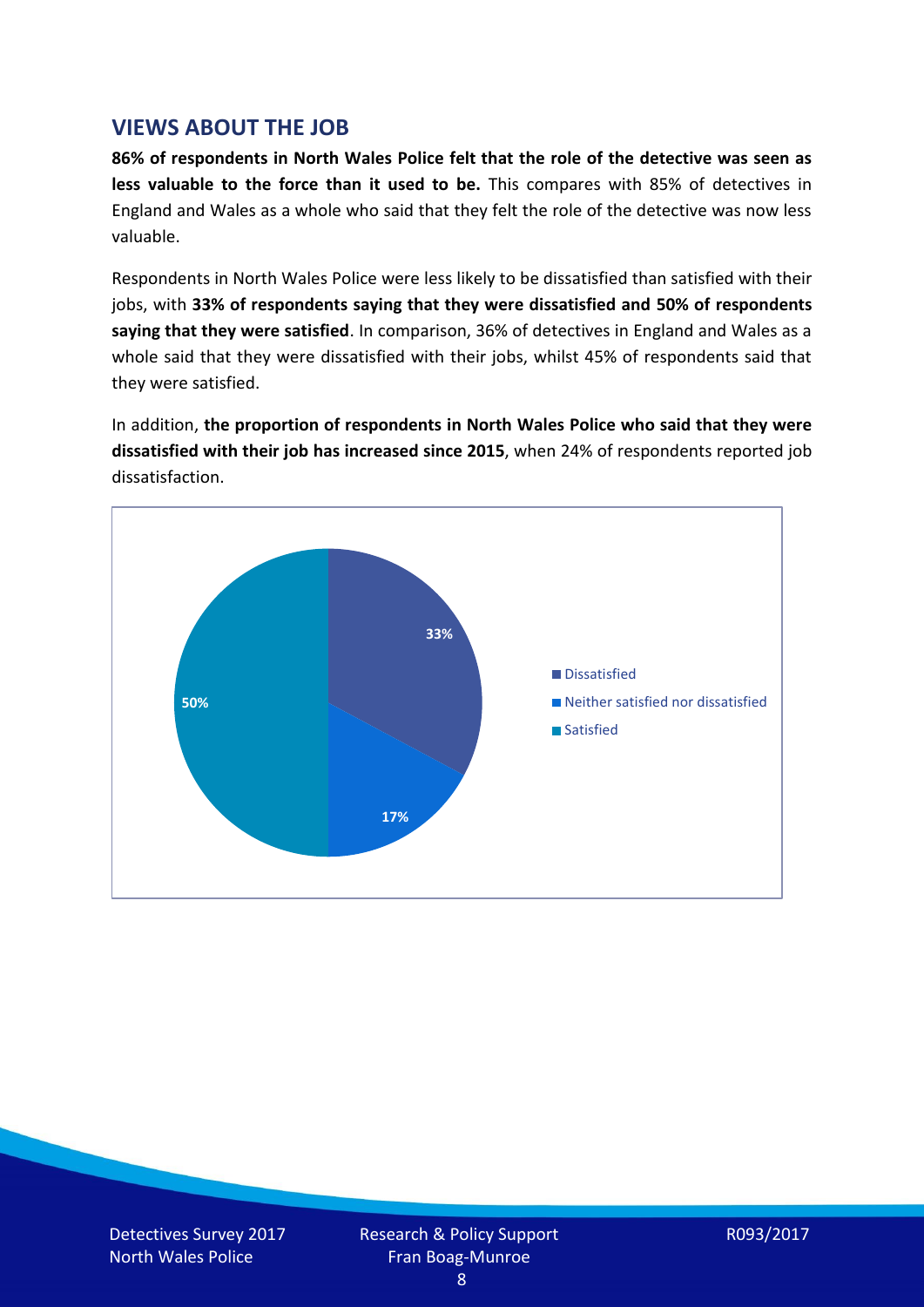## VIEWS ABOUT THE JOB

**86% of respondents in North Wales Police felt that the role of the detective was seen as less valuable to the force than it used to be.** This compares with 85% of detectives in England and Wales as a whole who said that they felt the role of the detective was now less valuable.

Respondents in North Wales Police were less likely to be dissatisfied than satisfied with their jobs, with **33% of respondents saying that they were dissatisfied and 50% of respondents saying that they were satisfied**. In comparison, 36% of detectives in England and Wales as a whole said that they were dissatisfied with their jobs, whilst 45% of respondents said that they were satisfied.

In addition, **the proportion of respondents in North Wales Police who said that they were dissatisfied with their job has increased since 2015**, when 24% of respondents reported job dissatisfaction.

| Response | Percentage |
| --- | --- |
| Dissatisfied | 33% |
| Neither satisfied nor dissatisfied | 17% |
| Satisfied | 50% |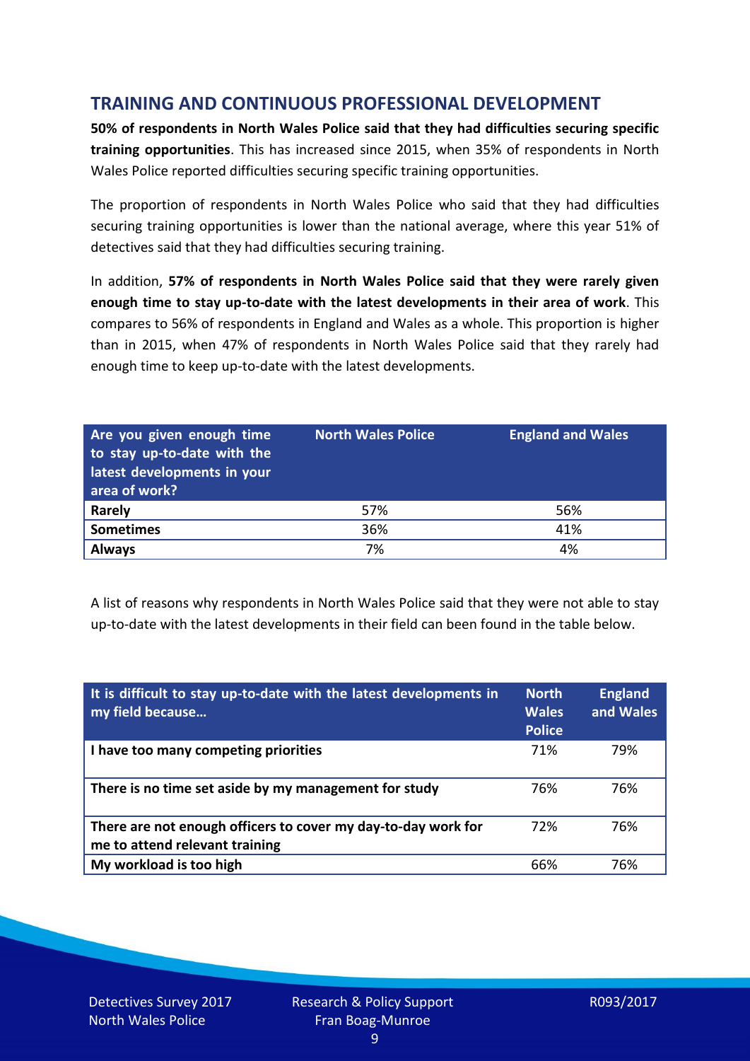## TRAINING AND CONTINUOUS PROFESSIONAL DEVELOPMENT

**50% of respondents in North Wales Police said that they had difficulties securing specific training opportunities**. This has increased since 2015, when 35% of respondents in North Wales Police reported difficulties securing specific training opportunities.

The proportion of respondents in North Wales Police who said that they had difficulties securing training opportunities is lower than the national average, where this year 51% of detectives said that they had difficulties securing training.

In addition, **57% of respondents in North Wales Police said that they were rarely given enough time to stay up-to-date with the latest developments in their area of work**. This compares to 56% of respondents in England and Wales as a whole. This proportion is higher than in 2015, when 47% of respondents in North Wales Police said that they rarely had enough time to keep up-to-date with the latest developments.

| Are you given enough time to stay up-to-date with the latest developments in your area of work? | North Wales Police | England and Wales |
|---|---|---|
| **Rarely** | 57% | 56% |
| **Sometimes** | 36% | 41% |
| **Always** | 7% | 4% |

A list of reasons why respondents in North Wales Police said that they were not able to stay up-to-date with the latest developments in their field can been found in the table below.

| It is difficult to stay up-to-date with the latest developments in my field because… | North Wales Police | England and Wales |
|---|---|---|
| **I have too many competing priorities** | 71% | 79% |
| **There is no time set aside by my management for study** | 76% | 76% |
| **There are not enough officers to cover my day-to-day work for me to attend relevant training** | 72% | 76% |
| **My workload is too high** | 66% | 76% |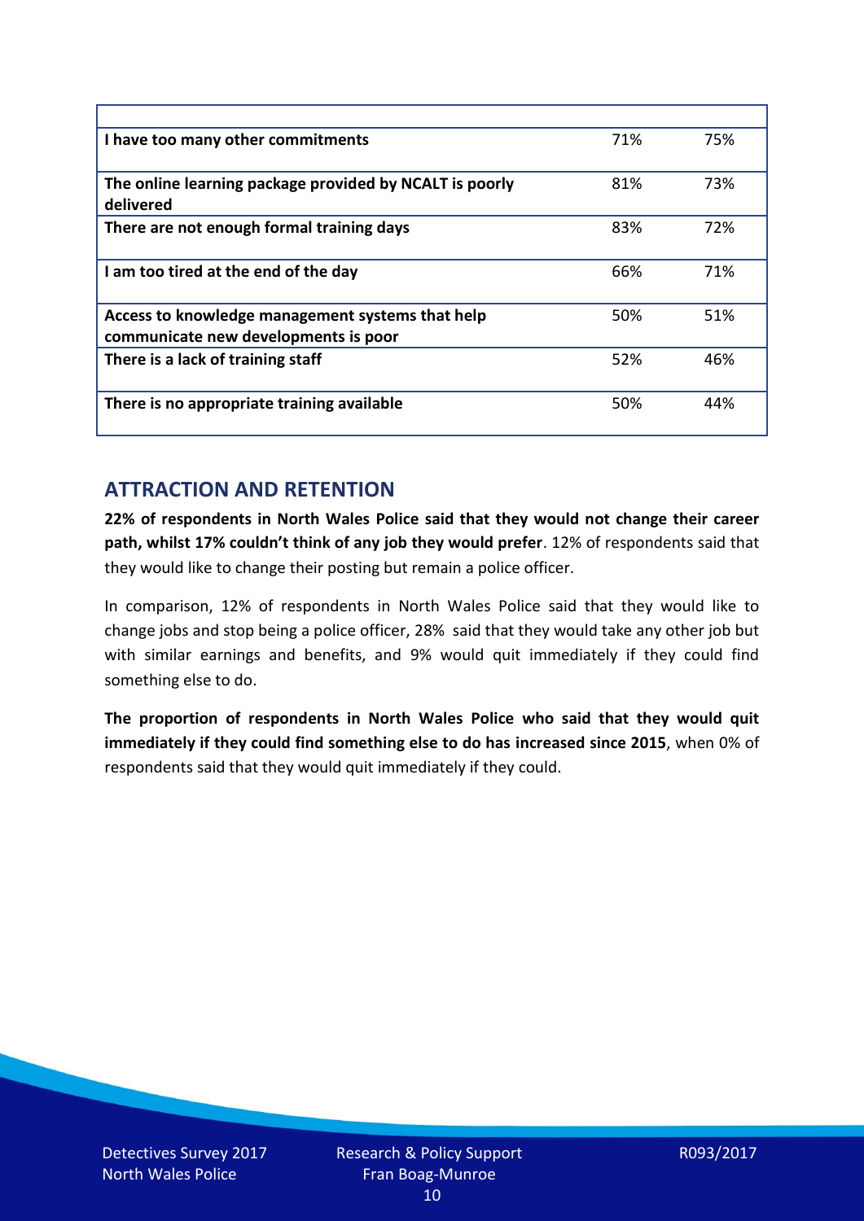| | | |
|---|---|---|
| **I have too many other commitments** | 71% | 75% |
| **The online learning package provided by NCALT is poorly delivered** | 81% | 73% |
| **There are not enough formal training days** | 83% | 72% |
| **I am too tired at the end of the day** | 66% | 71% |
| **Access to knowledge management systems that help communicate new developments is poor** | 50% | 51% |
| **There is a lack of training staff** | 52% | 46% |
| **There is no appropriate training available** | 50% | 44% |

## ATTRACTION AND RETENTION

**22% of respondents in North Wales Police said that they would not change their career path, whilst 17% couldn't think of any job they would prefer**. 12% of respondents said that they would like to change their posting but remain a police officer.

In comparison, 12% of respondents in North Wales Police said that they would like to change jobs and stop being a police officer, 28% said that they would take any other job but with similar earnings and benefits, and 9% would quit immediately if they could find something else to do.

**The proportion of respondents in North Wales Police who said that they would quit immediately if they could find something else to do has increased since 2015**, when 0% of respondents said that they would quit immediately if they could.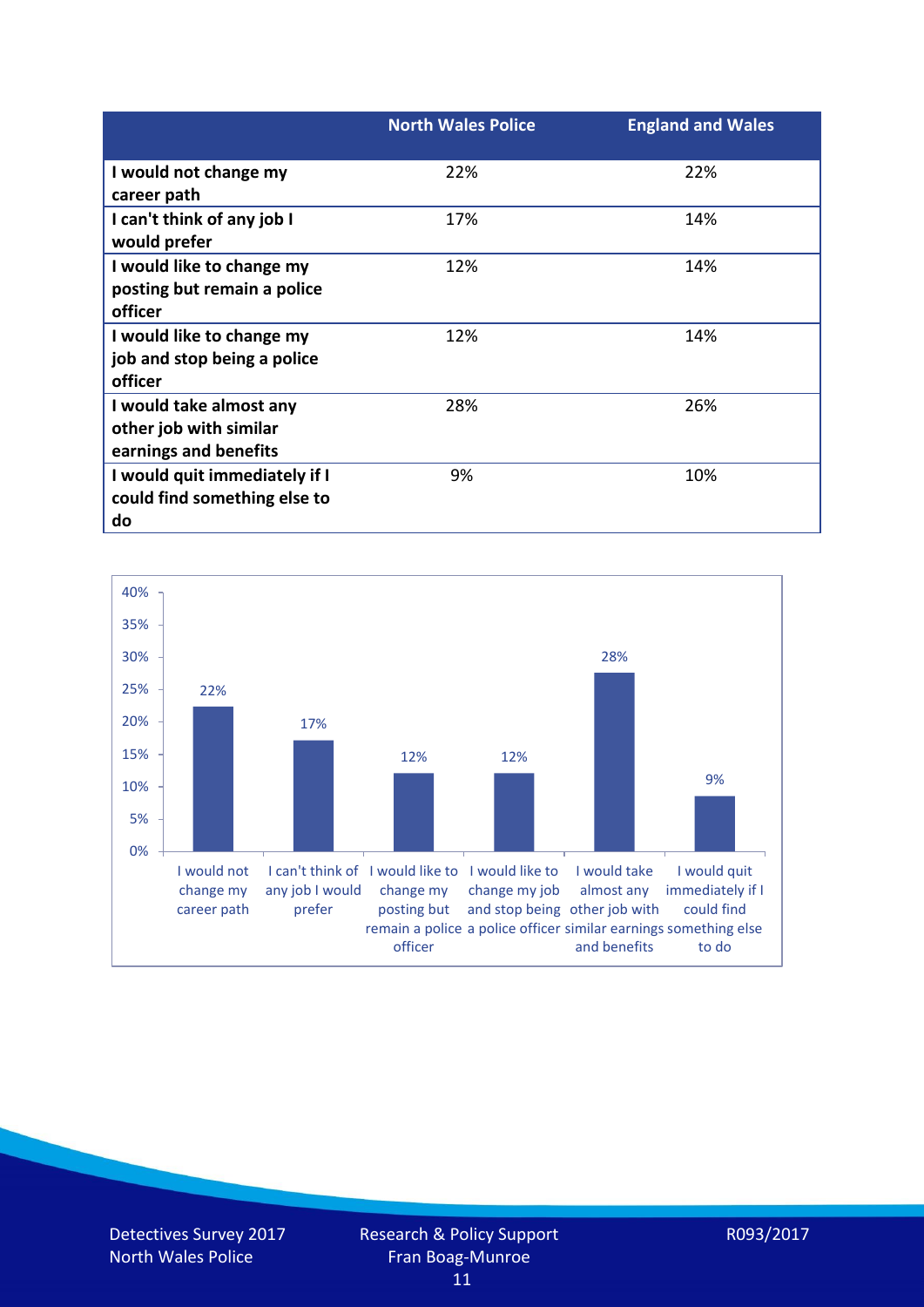| | North Wales Police | England and Wales |
|---|---|---|
| I would not change my career path | 22% | 22% |
| I can't think of any job I would prefer | 17% | 14% |
| I would like to change my posting but remain a police officer | 12% | 14% |
| I would like to change my job and stop being a police officer | 12% | 14% |
| I would take almost any other job with similar earnings and benefits | 28% | 26% |
| I would quit immediately if I could find something else to do | 9% | 10% |

| Response | North Wales Police |
|---|---|
| I would not change my career path | 22% |
| I can't think of any job I would prefer | 17% |
| I would like to change my posting but remain a police officer | 12% |
| I would like to change my job and stop being a police officer | 12% |
| I would take almost any other job with similar earnings and benefits | 28% |
| I would quit immediately if I could find something else to do | 9% |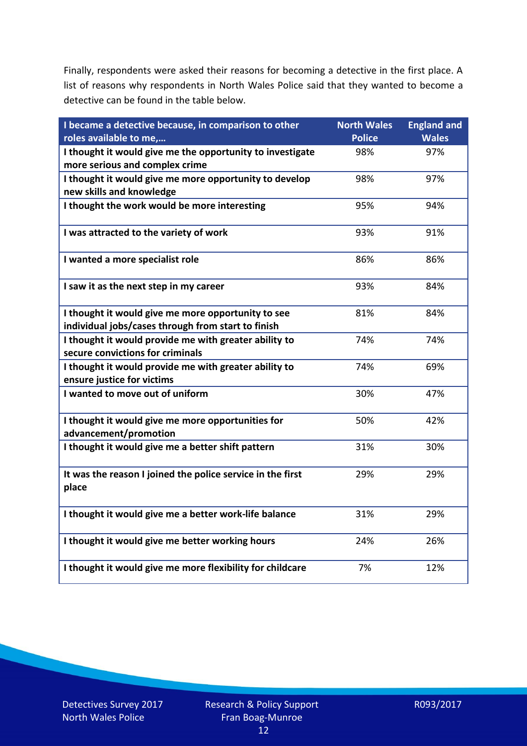Finally, respondents were asked their reasons for becoming a detective in the first place. A list of reasons why respondents in North Wales Police said that they wanted to become a detective can be found in the table below.

| I became a detective because, in comparison to other roles available to me,… | North Wales Police | England and Wales |
|---|---|---|
| I thought it would give me the opportunity to investigate more serious and complex crime | 98% | 97% |
| I thought it would give me more opportunity to develop new skills and knowledge | 98% | 97% |
| I thought the work would be more interesting | 95% | 94% |
| I was attracted to the variety of work | 93% | 91% |
| I wanted a more specialist role | 86% | 86% |
| I saw it as the next step in my career | 93% | 84% |
| I thought it would give me more opportunity to see individual jobs/cases through from start to finish | 81% | 84% |
| I thought it would provide me with greater ability to secure convictions for criminals | 74% | 74% |
| I thought it would provide me with greater ability to ensure justice for victims | 74% | 69% |
| I wanted to move out of uniform | 30% | 47% |
| I thought it would give me more opportunities for advancement/promotion | 50% | 42% |
| I thought it would give me a better shift pattern | 31% | 30% |
| It was the reason I joined the police service in the first place | 29% | 29% |
| I thought it would give me a better work-life balance | 31% | 29% |
| I thought it would give me better working hours | 24% | 26% |
| I thought it would give me more flexibility for childcare | 7% | 12% |